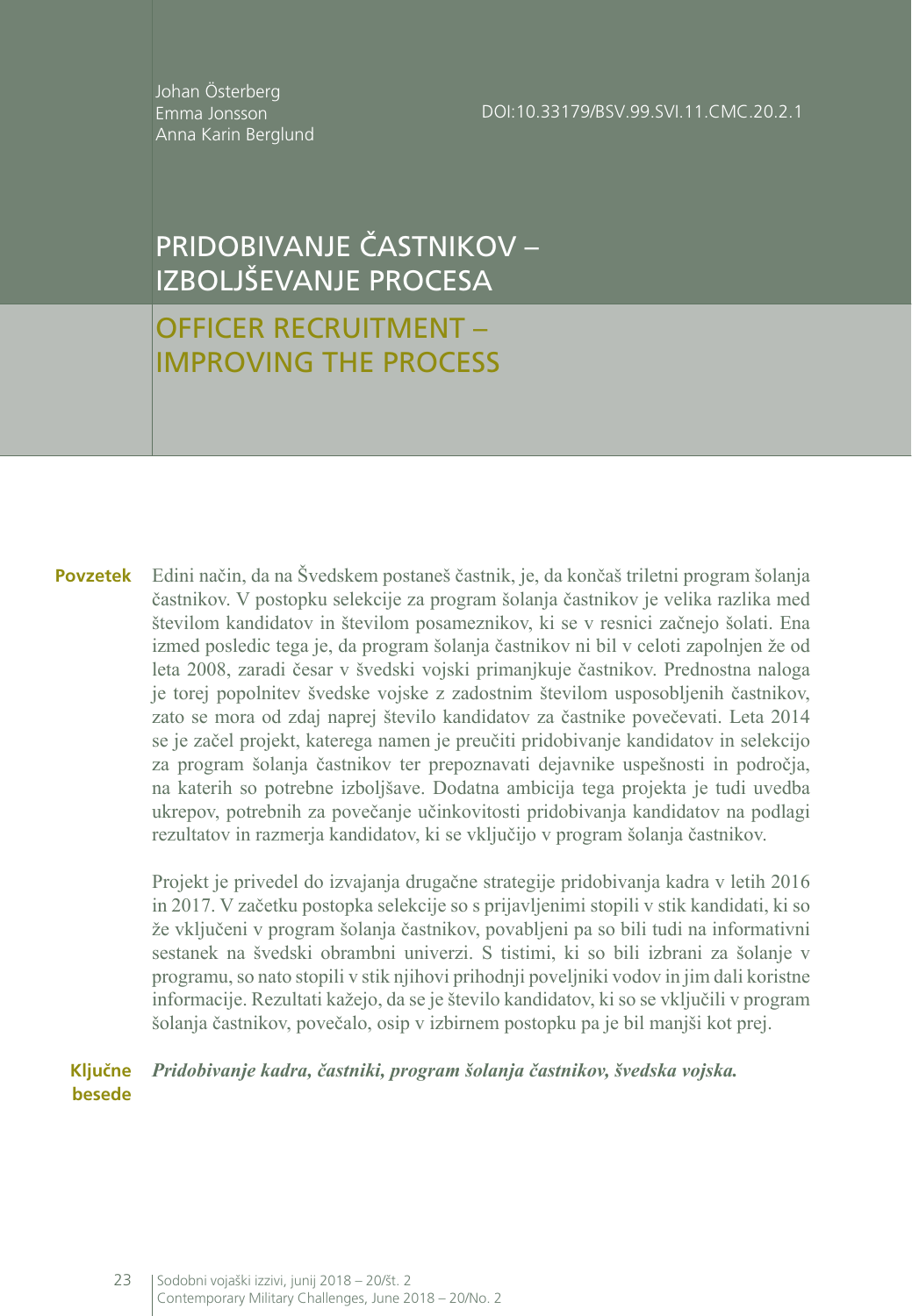Johan Österberg
Emma Jonsson
Anna Karin Berglund

DOI:10.33179/BSV.99.SVI.11.CMC.20.2.1

# PRIDOBIVANJE ČASTNIKOV – IZBOLJŠEVANJE PROCESA

# OFFICER RECRUITMENT – IMPROVING THE PROCESS

**Povzetek** Edini način, da na Švedskem postaneš častnik, je, da končaš triletni program šolanja častnikov. V postopku selekcije za program šolanja častnikov je velika razlika med številom kandidatov in številom posameznikov, ki se v resnici začnejo šolati. Ena izmed posledic tega je, da program šolanja častnikov ni bil v celoti zapolnjen že od leta 2008, zaradi česar v švedski vojski primanjkuje častnikov. Prednostna naloga je torej popolnitev švedske vojske z zadostnim številom usposobljenih častnikov, zato se mora od zdaj naprej število kandidatov za častnike povečevati. Leta 2014 se je začel projekt, katerega namen je preučiti pridobivanje kandidatov in selekcijo za program šolanja častnikov ter prepoznavati dejavnike uspešnosti in področja, na katerih so potrebne izboljšave. Dodatna ambicija tega projekta je tudi uvedba ukrepov, potrebnih za povečanje učinkovitosti pridobivanja kandidatov na podlagi rezultatov in razmerja kandidatov, ki se vključijo v program šolanja častnikov.

Projekt je privedel do izvajanja drugačne strategije pridobivanja kadra v letih 2016 in 2017. V začetku postopka selekcije so s prijavljenimi stopili v stik kandidati, ki so že vključeni v program šolanja častnikov, povabljeni pa so bili tudi na informativni sestanek na švedski obrambni univerzi. S tistimi, ki so bili izbrani za šolanje v programu, so nato stopili v stik njihovi prihodnji poveljniki vodov in jim dali koristne informacije. Rezultati kažejo, da se je število kandidatov, ki so se vključili v program šolanja častnikov, povečalo, osip v izbirnem postopku pa je bil manjši kot prej.

**Ključne besede** ***Pridobivanje kadra, častniki, program šolanja častnikov, švedska vojska.***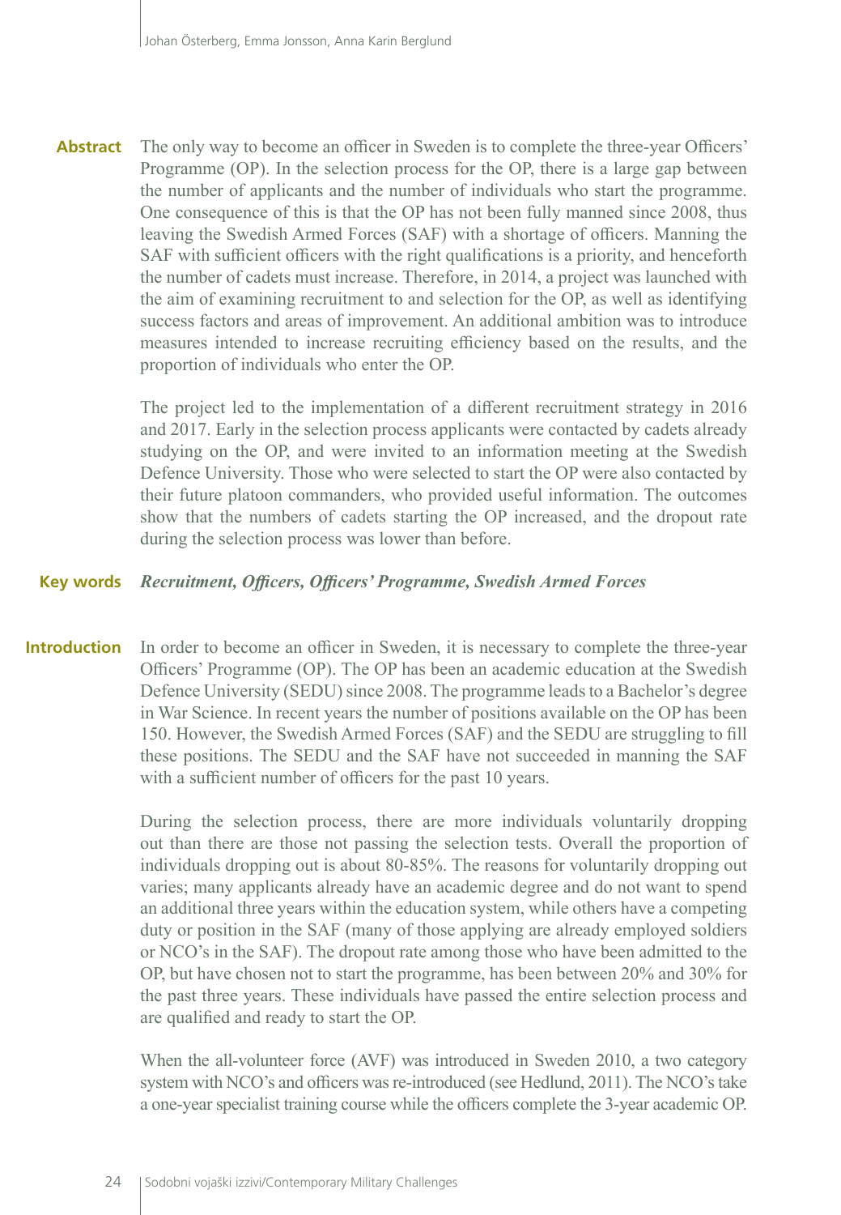**Abstract** The only way to become an officer in Sweden is to complete the three-year Officers' Programme (OP). In the selection process for the OP, there is a large gap between the number of applicants and the number of individuals who start the programme. One consequence of this is that the OP has not been fully manned since 2008, thus leaving the Swedish Armed Forces (SAF) with a shortage of officers. Manning the SAF with sufficient officers with the right qualifications is a priority, and henceforth the number of cadets must increase. Therefore, in 2014, a project was launched with the aim of examining recruitment to and selection for the OP, as well as identifying success factors and areas of improvement. An additional ambition was to introduce measures intended to increase recruiting efficiency based on the results, and the proportion of individuals who enter the OP.

The project led to the implementation of a different recruitment strategy in 2016 and 2017. Early in the selection process applicants were contacted by cadets already studying on the OP, and were invited to an information meeting at the Swedish Defence University. Those who were selected to start the OP were also contacted by their future platoon commanders, who provided useful information. The outcomes show that the numbers of cadets starting the OP increased, and the dropout rate during the selection process was lower than before.

**Key words** ***Recruitment, Officers, Officers' Programme, Swedish Armed Forces***

## Introduction

In order to become an officer in Sweden, it is necessary to complete the three-year Officers' Programme (OP). The OP has been an academic education at the Swedish Defence University (SEDU) since 2008. The programme leads to a Bachelor's degree in War Science. In recent years the number of positions available on the OP has been 150. However, the Swedish Armed Forces (SAF) and the SEDU are struggling to fill these positions. The SEDU and the SAF have not succeeded in manning the SAF with a sufficient number of officers for the past 10 years.

During the selection process, there are more individuals voluntarily dropping out than there are those not passing the selection tests. Overall the proportion of individuals dropping out is about 80-85%. The reasons for voluntarily dropping out varies; many applicants already have an academic degree and do not want to spend an additional three years within the education system, while others have a competing duty or position in the SAF (many of those applying are already employed soldiers or NCO's in the SAF). The dropout rate among those who have been admitted to the OP, but have chosen not to start the programme, has been between 20% and 30% for the past three years. These individuals have passed the entire selection process and are qualified and ready to start the OP.

When the all-volunteer force (AVF) was introduced in Sweden 2010, a two category system with NCO's and officers was re-introduced (see Hedlund, 2011). The NCO's take a one-year specialist training course while the officers complete the 3-year academic OP.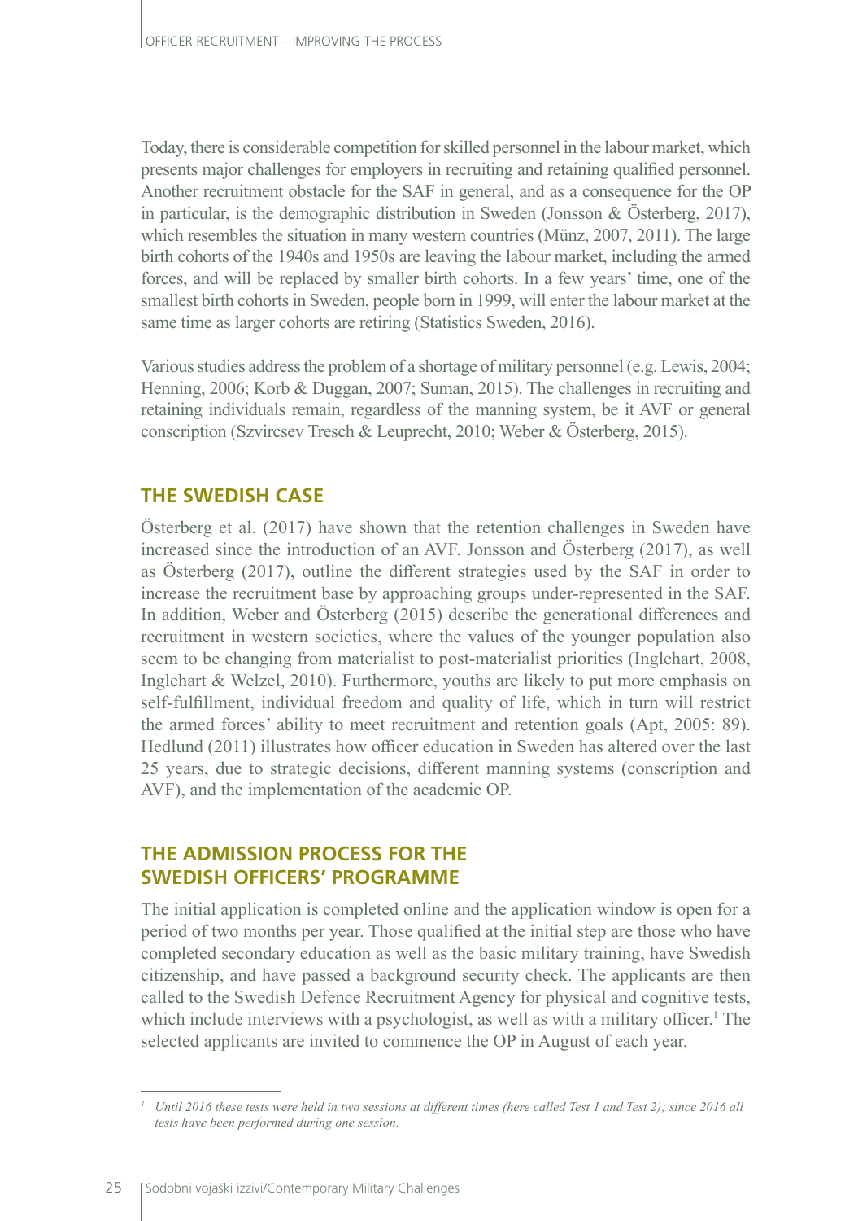Today, there is considerable competition for skilled personnel in the labour market, which presents major challenges for employers in recruiting and retaining qualified personnel. Another recruitment obstacle for the SAF in general, and as a consequence for the OP in particular, is the demographic distribution in Sweden (Jonsson & Österberg, 2017), which resembles the situation in many western countries (Münz, 2007, 2011). The large birth cohorts of the 1940s and 1950s are leaving the labour market, including the armed forces, and will be replaced by smaller birth cohorts. In a few years' time, one of the smallest birth cohorts in Sweden, people born in 1999, will enter the labour market at the same time as larger cohorts are retiring (Statistics Sweden, 2016).

Various studies address the problem of a shortage of military personnel (e.g. Lewis, 2004; Henning, 2006; Korb & Duggan, 2007; Suman, 2015). The challenges in recruiting and retaining individuals remain, regardless of the manning system, be it AVF or general conscription (Szvircsev Tresch & Leuprecht, 2010; Weber & Österberg, 2015).

## THE SWEDISH CASE

Österberg et al. (2017) have shown that the retention challenges in Sweden have increased since the introduction of an AVF. Jonsson and Österberg (2017), as well as Österberg (2017), outline the different strategies used by the SAF in order to increase the recruitment base by approaching groups under-represented in the SAF. In addition, Weber and Österberg (2015) describe the generational differences and recruitment in western societies, where the values of the younger population also seem to be changing from materialist to post-materialist priorities (Inglehart, 2008, Inglehart & Welzel, 2010). Furthermore, youths are likely to put more emphasis on self-fulfillment, individual freedom and quality of life, which in turn will restrict the armed forces' ability to meet recruitment and retention goals (Apt, 2005: 89). Hedlund (2011) illustrates how officer education in Sweden has altered over the last 25 years, due to strategic decisions, different manning systems (conscription and AVF), and the implementation of the academic OP.

## THE ADMISSION PROCESS FOR THE SWEDISH OFFICERS' PROGRAMME

The initial application is completed online and the application window is open for a period of two months per year. Those qualified at the initial step are those who have completed secondary education as well as the basic military training, have Swedish citizenship, and have passed a background security check. The applicants are then called to the Swedish Defence Recruitment Agency for physical and cognitive tests, which include interviews with a psychologist, as well as with a military officer.[1] The selected applicants are invited to commence the OP in August of each year.

[1] *Until 2016 these tests were held in two sessions at different times (here called Test 1 and Test 2); since 2016 all tests have been performed during one session.*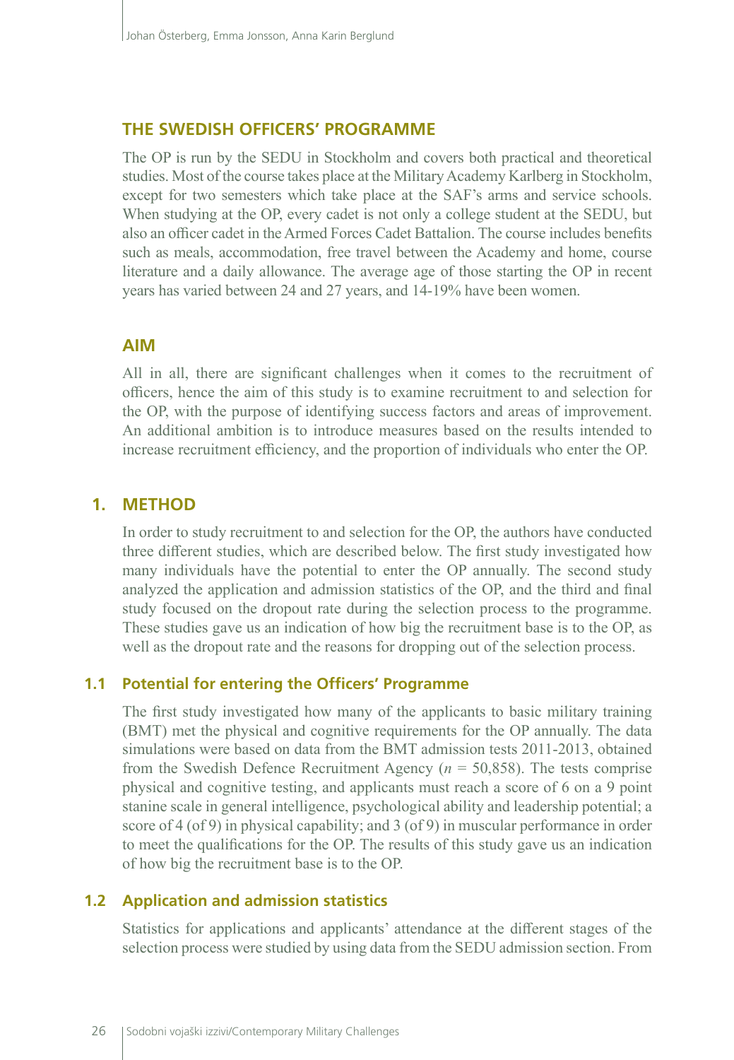## THE SWEDISH OFFICERS' PROGRAMME

The OP is run by the SEDU in Stockholm and covers both practical and theoretical studies. Most of the course takes place at the Military Academy Karlberg in Stockholm, except for two semesters which take place at the SAF's arms and service schools. When studying at the OP, every cadet is not only a college student at the SEDU, but also an officer cadet in the Armed Forces Cadet Battalion. The course includes benefits such as meals, accommodation, free travel between the Academy and home, course literature and a daily allowance. The average age of those starting the OP in recent years has varied between 24 and 27 years, and 14-19% have been women.

## AIM

All in all, there are significant challenges when it comes to the recruitment of officers, hence the aim of this study is to examine recruitment to and selection for the OP, with the purpose of identifying success factors and areas of improvement. An additional ambition is to introduce measures based on the results intended to increase recruitment efficiency, and the proportion of individuals who enter the OP.

## 1. METHOD

In order to study recruitment to and selection for the OP, the authors have conducted three different studies, which are described below. The first study investigated how many individuals have the potential to enter the OP annually. The second study analyzed the application and admission statistics of the OP, and the third and final study focused on the dropout rate during the selection process to the programme. These studies gave us an indication of how big the recruitment base is to the OP, as well as the dropout rate and the reasons for dropping out of the selection process.

### 1.1 Potential for entering the Officers' Programme

The first study investigated how many of the applicants to basic military training (BMT) met the physical and cognitive requirements for the OP annually. The data simulations were based on data from the BMT admission tests 2011-2013, obtained from the Swedish Defence Recruitment Agency ($n$ = 50,858). The tests comprise physical and cognitive testing, and applicants must reach a score of 6 on a 9 point stanine scale in general intelligence, psychological ability and leadership potential; a score of 4 (of 9) in physical capability; and 3 (of 9) in muscular performance in order to meet the qualifications for the OP. The results of this study gave us an indication of how big the recruitment base is to the OP.

### 1.2 Application and admission statistics

Statistics for applications and applicants' attendance at the different stages of the selection process were studied by using data from the SEDU admission section. From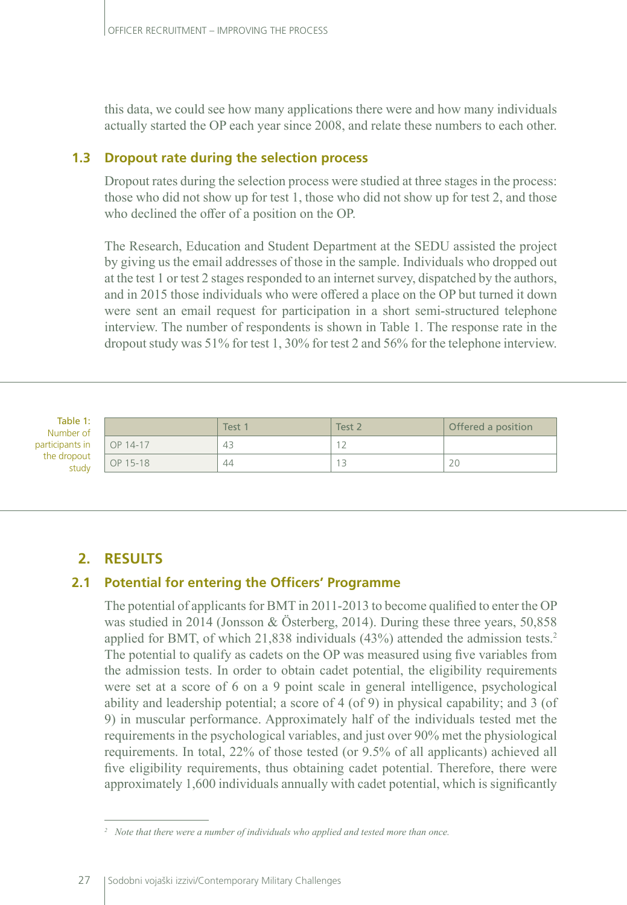this data, we could see how many applications there were and how many individuals actually started the OP each year since 2008, and relate these numbers to each other.

### 1.3 Dropout rate during the selection process

Dropout rates during the selection process were studied at three stages in the process: those who did not show up for test 1, those who did not show up for test 2, and those who declined the offer of a position on the OP.

The Research, Education and Student Department at the SEDU assisted the project by giving us the email addresses of those in the sample. Individuals who dropped out at the test 1 or test 2 stages responded to an internet survey, dispatched by the authors, and in 2015 those individuals who were offered a place on the OP but turned it down were sent an email request for participation in a short semi-structured telephone interview. The number of respondents is shown in Table 1. The response rate in the dropout study was 51% for test 1, 30% for test 2 and 56% for the telephone interview.

Table 1: Number of participants in the dropout study

| | Test 1 | Test 2 | Offered a position |
|---|---|---|---|
| OP 14-17 | 43 | 12 | |
| OP 15-18 | 44 | 13 | 20 |

## 2. RESULTS

### 2.1 Potential for entering the Officers' Programme

The potential of applicants for BMT in 2011-2013 to become qualified to enter the OP was studied in 2014 (Jonsson & Österberg, 2014). During these three years, 50,858 applied for BMT, of which 21,838 individuals (43%) attended the admission tests.[2] The potential to qualify as cadets on the OP was measured using five variables from the admission tests. In order to obtain cadet potential, the eligibility requirements were set at a score of 6 on a 9 point scale in general intelligence, psychological ability and leadership potential; a score of 4 (of 9) in physical capability; and 3 (of 9) in muscular performance. Approximately half of the individuals tested met the requirements in the psychological variables, and just over 90% met the physiological requirements. In total, 22% of those tested (or 9.5% of all applicants) achieved all five eligibility requirements, thus obtaining cadet potential. Therefore, there were approximately 1,600 individuals annually with cadet potential, which is significantly

---

[2] *Note that there were a number of individuals who applied and tested more than once.*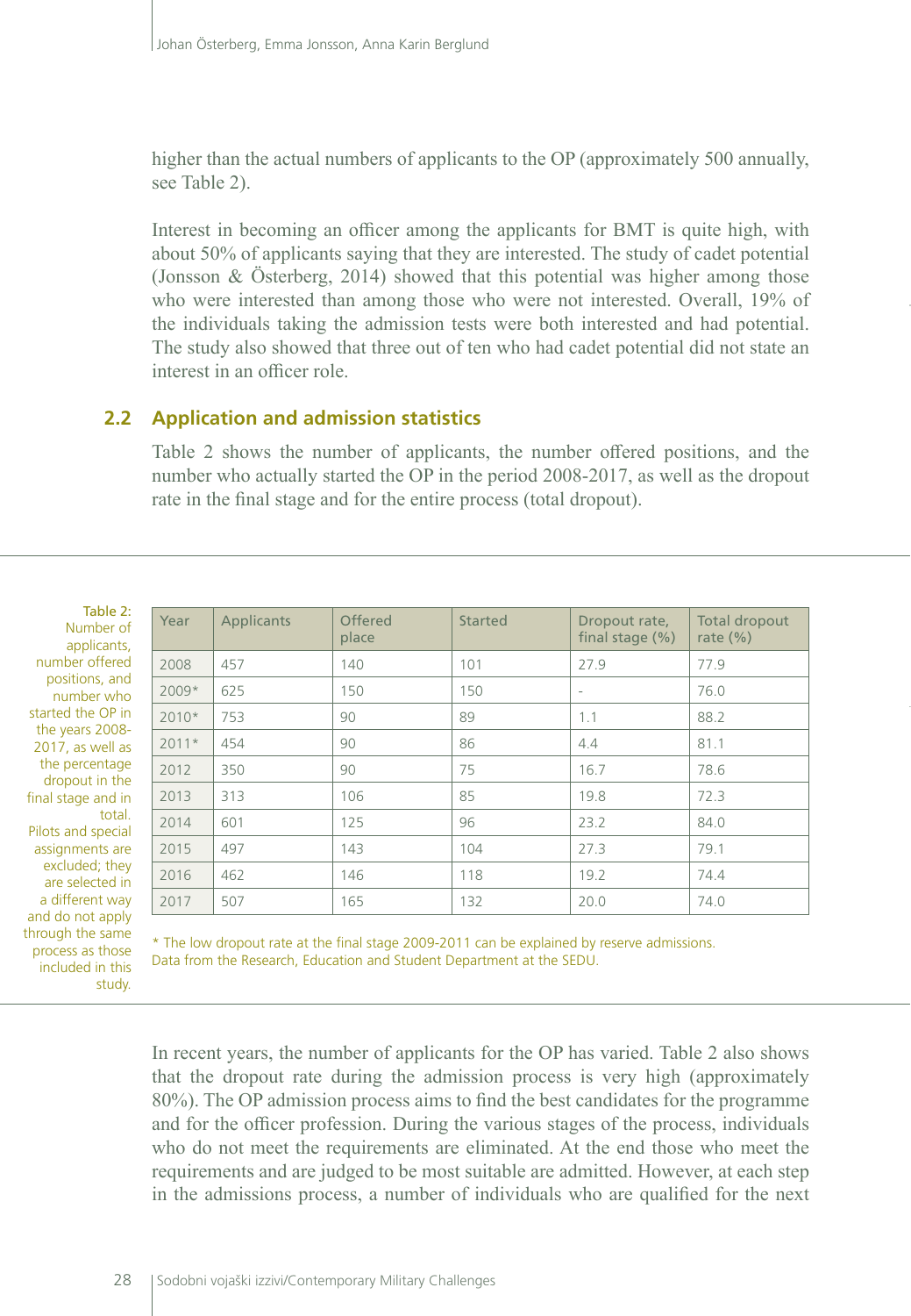higher than the actual numbers of applicants to the OP (approximately 500 annually, see Table 2).

Interest in becoming an officer among the applicants for BMT is quite high, with about 50% of applicants saying that they are interested. The study of cadet potential (Jonsson & Österberg, 2014) showed that this potential was higher among those who were interested than among those who were not interested. Overall, 19% of the individuals taking the admission tests were both interested and had potential. The study also showed that three out of ten who had cadet potential did not state an interest in an officer role.

## 2.2 Application and admission statistics

Table 2 shows the number of applicants, the number offered positions, and the number who actually started the OP in the period 2008-2017, as well as the dropout rate in the final stage and for the entire process (total dropout).

Table 2: Number of applicants, number offered positions, and number who started the OP in the years 2008-2017, as well as the percentage dropout in the final stage and in total. Pilots and special assignments are excluded; they are selected in a different way and do not apply through the same process as those included in this study.

| Year | Applicants | Offered place | Started | Dropout rate, final stage (%) | Total dropout rate (%) |
|---|---|---|---|---|---|
| 2008 | 457 | 140 | 101 | 27.9 | 77.9 |
| 2009* | 625 | 150 | 150 | - | 76.0 |
| 2010* | 753 | 90 | 89 | 1.1 | 88.2 |
| 2011* | 454 | 90 | 86 | 4.4 | 81.1 |
| 2012 | 350 | 90 | 75 | 16.7 | 78.6 |
| 2013 | 313 | 106 | 85 | 19.8 | 72.3 |
| 2014 | 601 | 125 | 96 | 23.2 | 84.0 |
| 2015 | 497 | 143 | 104 | 27.3 | 79.1 |
| 2016 | 462 | 146 | 118 | 19.2 | 74.4 |
| 2017 | 507 | 165 | 132 | 20.0 | 74.0 |

\* The low dropout rate at the final stage 2009-2011 can be explained by reserve admissions.
Data from the Research, Education and Student Department at the SEDU.

In recent years, the number of applicants for the OP has varied. Table 2 also shows that the dropout rate during the admission process is very high (approximately 80%). The OP admission process aims to find the best candidates for the programme and for the officer profession. During the various stages of the process, individuals who do not meet the requirements are eliminated. At the end those who meet the requirements and are judged to be most suitable are admitted. However, at each step in the admissions process, a number of individuals who are qualified for the next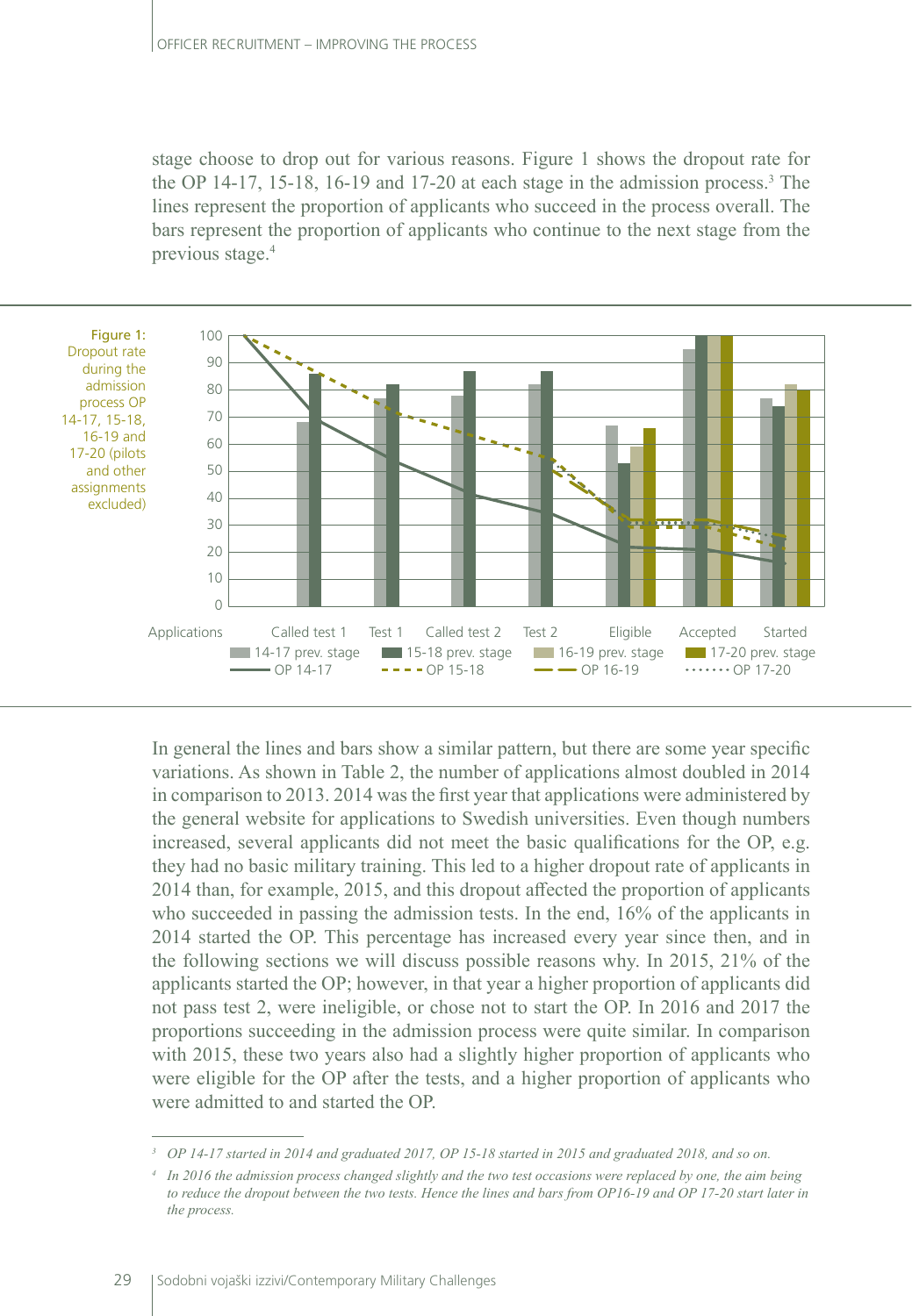stage choose to drop out for various reasons. Figure 1 shows the dropout rate for the OP 14-17, 15-18, 16-19 and 17-20 at each stage in the admission process.[3] The lines represent the proportion of applicants who succeed in the process overall. The bars represent the proportion of applicants who continue to the next stage from the previous stage.[4]

Figure 1: Dropout rate during the admission process OP 14-17, 15-18, 16-19 and 17-20 (pilots and other assignments excluded)

In general the lines and bars show a similar pattern, but there are some year specific variations. As shown in Table 2, the number of applications almost doubled in 2014 in comparison to 2013. 2014 was the first year that applications were administered by the general website for applications to Swedish universities. Even though numbers increased, several applicants did not meet the basic qualifications for the OP, e.g. they had no basic military training. This led to a higher dropout rate of applicants in 2014 than, for example, 2015, and this dropout affected the proportion of applicants who succeeded in passing the admission tests. In the end, 16% of the applicants in 2014 started the OP. This percentage has increased every year since then, and in the following sections we will discuss possible reasons why. In 2015, 21% of the applicants started the OP; however, in that year a higher proportion of applicants did not pass test 2, were ineligible, or chose not to start the OP. In 2016 and 2017 the proportions succeeding in the admission process were quite similar. In comparison with 2015, these two years also had a slightly higher proportion of applicants who were eligible for the OP after the tests, and a higher proportion of applicants who were admitted to and started the OP.

---

[3] *OP 14-17 started in 2014 and graduated 2017, OP 15-18 started in 2015 and graduated 2018, and so on.*

[4] *In 2016 the admission process changed slightly and the two test occasions were replaced by one, the aim being to reduce the dropout between the two tests. Hence the lines and bars from OP16-19 and OP 17-20 start later in the process.*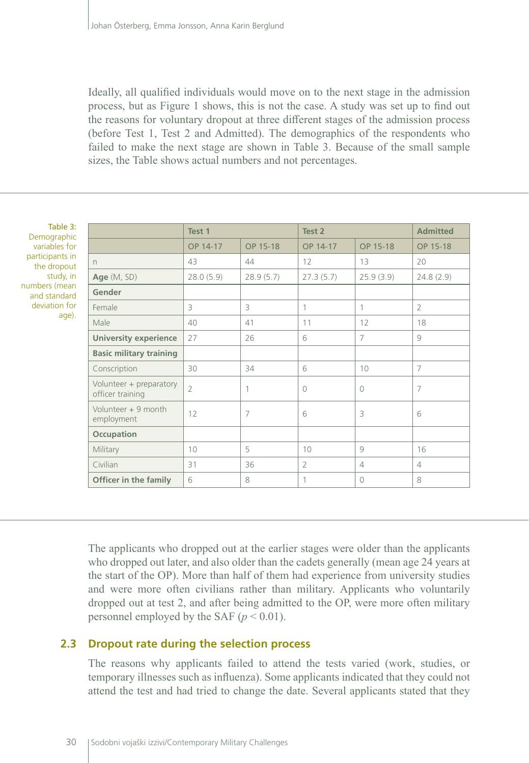Ideally, all qualified individuals would move on to the next stage in the admission process, but as Figure 1 shows, this is not the case. A study was set up to find out the reasons for voluntary dropout at three different stages of the admission process (before Test 1, Test 2 and Admitted). The demographics of the respondents who failed to make the next stage are shown in Table 3. Because of the small sample sizes, the Table shows actual numbers and not percentages.

Table 3: Demographic variables for participants in the dropout study, in numbers (mean and standard deviation for age).

| | Test 1 | | Test 2 | | Admitted |
|---|---|---|---|---|---|
| | OP 14-17 | OP 15-18 | OP 14-17 | OP 15-18 | OP 15-18 |
| n | 43 | 44 | 12 | 13 | 20 |
| **Age** (M, SD) | 28.0 (5.9) | 28.9 (5.7) | 27.3 (5.7) | 25.9 (3.9) | 24.8 (2.9) |
| **Gender** | | | | | |
| Female | 3 | 3 | 1 | 1 | 2 |
| Male | 40 | 41 | 11 | 12 | 18 |
| **University experience** | 27 | 26 | 6 | 7 | 9 |
| **Basic military training** | | | | | |
| Conscription | 30 | 34 | 6 | 10 | 7 |
| Volunteer + preparatory officer training | 2 | 1 | 0 | 0 | 7 |
| Volunteer + 9 month employment | 12 | 7 | 6 | 3 | 6 |
| **Occupation** | | | | | |
| Military | 10 | 5 | 10 | 9 | 16 |
| Civilian | 31 | 36 | 2 | 4 | 4 |
| **Officer in the family** | 6 | 8 | 1 | 0 | 8 |

The applicants who dropped out at the earlier stages were older than the applicants who dropped out later, and also older than the cadets generally (mean age 24 years at the start of the OP). More than half of them had experience from university studies and were more often civilians rather than military. Applicants who voluntarily dropped out at test 2, and after being admitted to the OP, were more often military personnel employed by the SAF ($p < 0.01$).

## 2.3 Dropout rate during the selection process

The reasons why applicants failed to attend the tests varied (work, studies, or temporary illnesses such as influenza). Some applicants indicated that they could not attend the test and had tried to change the date. Several applicants stated that they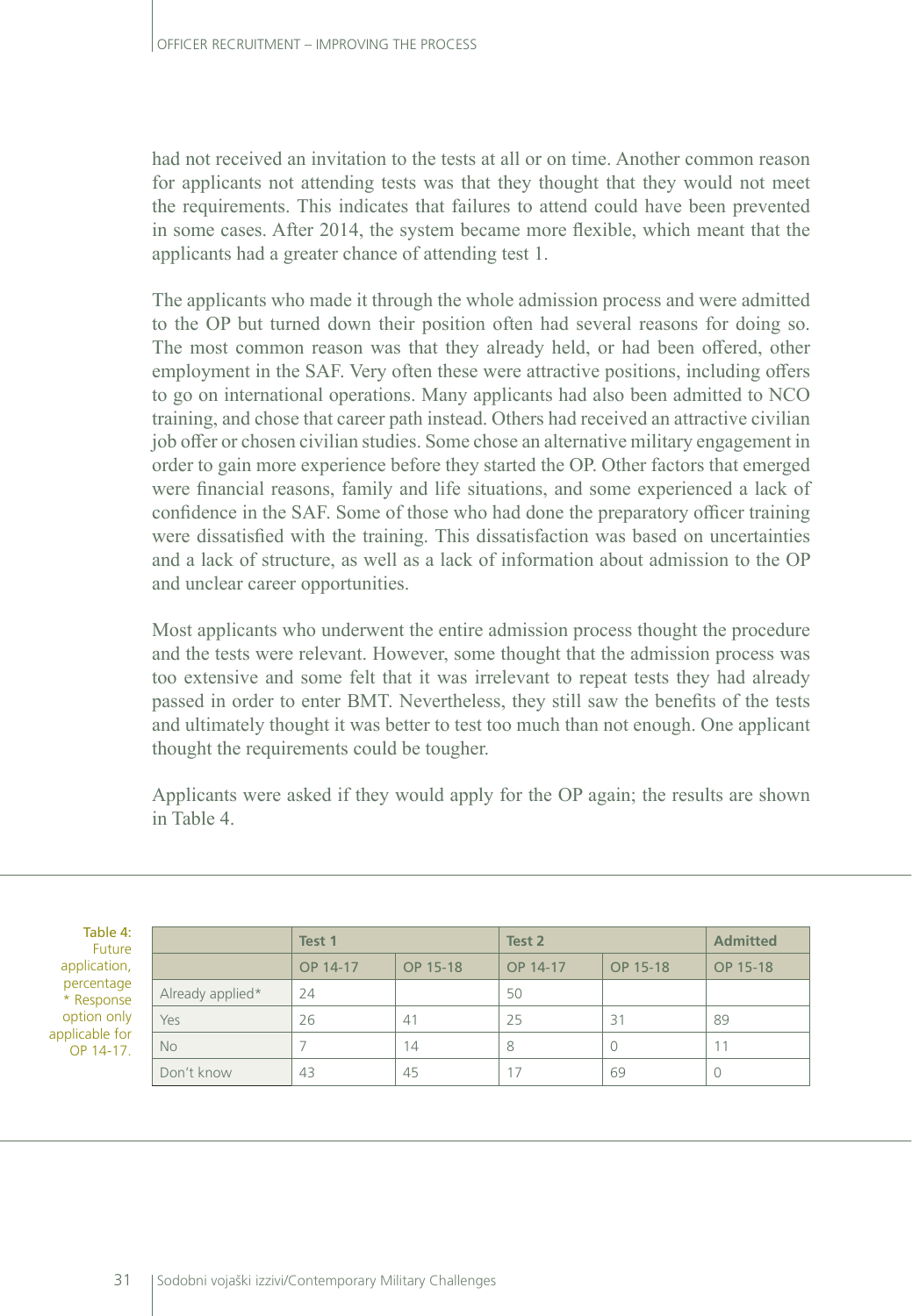had not received an invitation to the tests at all or on time. Another common reason for applicants not attending tests was that they thought that they would not meet the requirements. This indicates that failures to attend could have been prevented in some cases. After 2014, the system became more flexible, which meant that the applicants had a greater chance of attending test 1.

The applicants who made it through the whole admission process and were admitted to the OP but turned down their position often had several reasons for doing so. The most common reason was that they already held, or had been offered, other employment in the SAF. Very often these were attractive positions, including offers to go on international operations. Many applicants had also been admitted to NCO training, and chose that career path instead. Others had received an attractive civilian job offer or chosen civilian studies. Some chose an alternative military engagement in order to gain more experience before they started the OP. Other factors that emerged were financial reasons, family and life situations, and some experienced a lack of confidence in the SAF. Some of those who had done the preparatory officer training were dissatisfied with the training. This dissatisfaction was based on uncertainties and a lack of structure, as well as a lack of information about admission to the OP and unclear career opportunities.

Most applicants who underwent the entire admission process thought the procedure and the tests were relevant. However, some thought that the admission process was too extensive and some felt that it was irrelevant to repeat tests they had already passed in order to enter BMT. Nevertheless, they still saw the benefits of the tests and ultimately thought it was better to test too much than not enough. One applicant thought the requirements could be tougher.

Applicants were asked if they would apply for the OP again; the results are shown in Table 4.

Table 4: Future application, percentage
* Response option only applicable for OP 14-17.

| | Test 1 | | Test 2 | | Admitted |
|---|---|---|---|---|---|
| | OP 14-17 | OP 15-18 | OP 14-17 | OP 15-18 | OP 15-18 |
| Already applied* | 24 | | 50 | | |
| Yes | 26 | 41 | 25 | 31 | 89 |
| No | 7 | 14 | 8 | 0 | 11 |
| Don't know | 43 | 45 | 17 | 69 | 0 |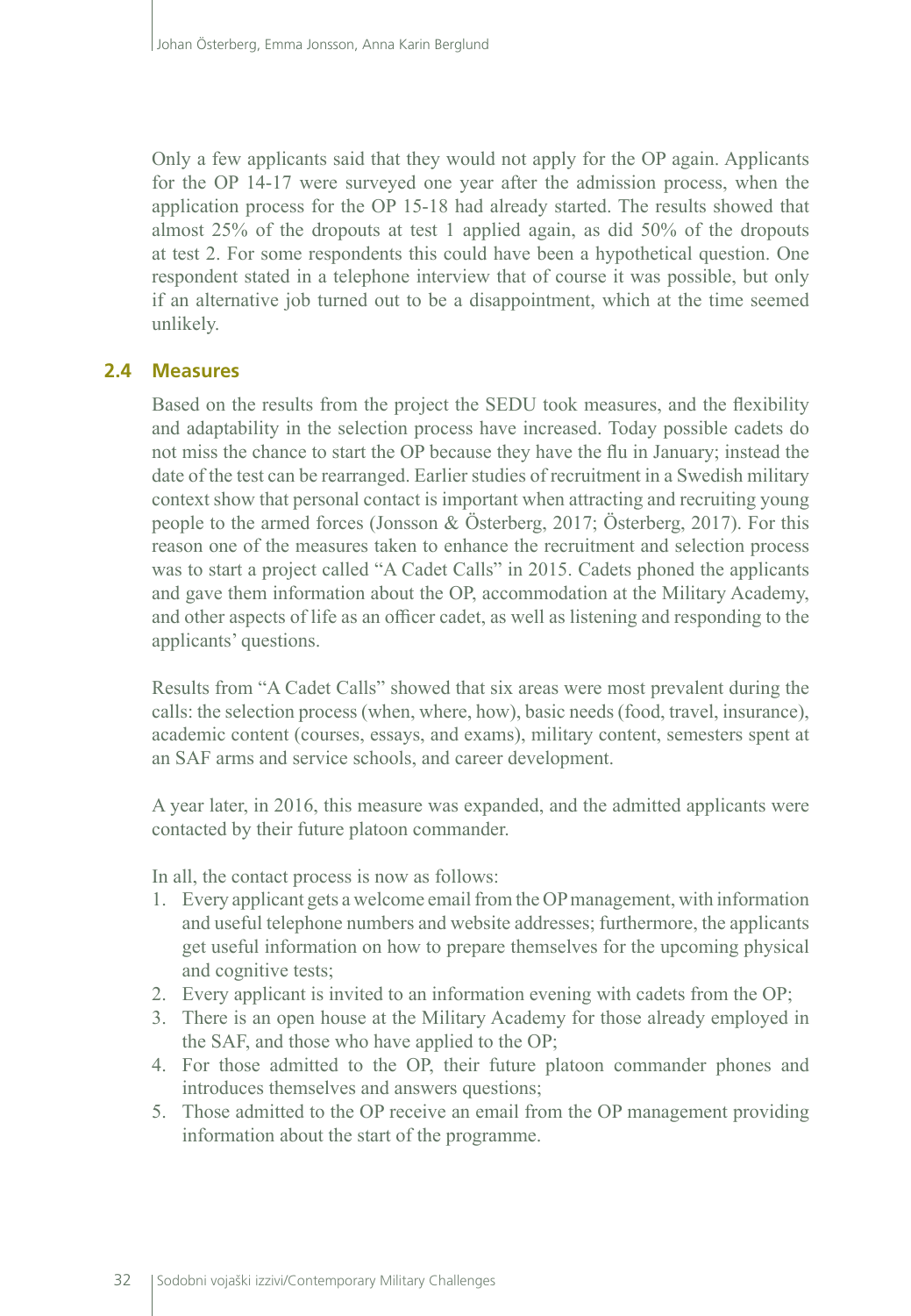Only a few applicants said that they would not apply for the OP again. Applicants for the OP 14-17 were surveyed one year after the admission process, when the application process for the OP 15-18 had already started. The results showed that almost 25% of the dropouts at test 1 applied again, as did 50% of the dropouts at test 2. For some respondents this could have been a hypothetical question. One respondent stated in a telephone interview that of course it was possible, but only if an alternative job turned out to be a disappointment, which at the time seemed unlikely.

## 2.4 Measures

Based on the results from the project the SEDU took measures, and the flexibility and adaptability in the selection process have increased. Today possible cadets do not miss the chance to start the OP because they have the flu in January; instead the date of the test can be rearranged. Earlier studies of recruitment in a Swedish military context show that personal contact is important when attracting and recruiting young people to the armed forces (Jonsson & Österberg, 2017; Österberg, 2017). For this reason one of the measures taken to enhance the recruitment and selection process was to start a project called "A Cadet Calls" in 2015. Cadets phoned the applicants and gave them information about the OP, accommodation at the Military Academy, and other aspects of life as an officer cadet, as well as listening and responding to the applicants' questions.

Results from "A Cadet Calls" showed that six areas were most prevalent during the calls: the selection process (when, where, how), basic needs (food, travel, insurance), academic content (courses, essays, and exams), military content, semesters spent at an SAF arms and service schools, and career development.

A year later, in 2016, this measure was expanded, and the admitted applicants were contacted by their future platoon commander.

In all, the contact process is now as follows:

1. Every applicant gets a welcome email from the OP management, with information and useful telephone numbers and website addresses; furthermore, the applicants get useful information on how to prepare themselves for the upcoming physical and cognitive tests;
2. Every applicant is invited to an information evening with cadets from the OP;
3. There is an open house at the Military Academy for those already employed in the SAF, and those who have applied to the OP;
4. For those admitted to the OP, their future platoon commander phones and introduces themselves and answers questions;
5. Those admitted to the OP receive an email from the OP management providing information about the start of the programme.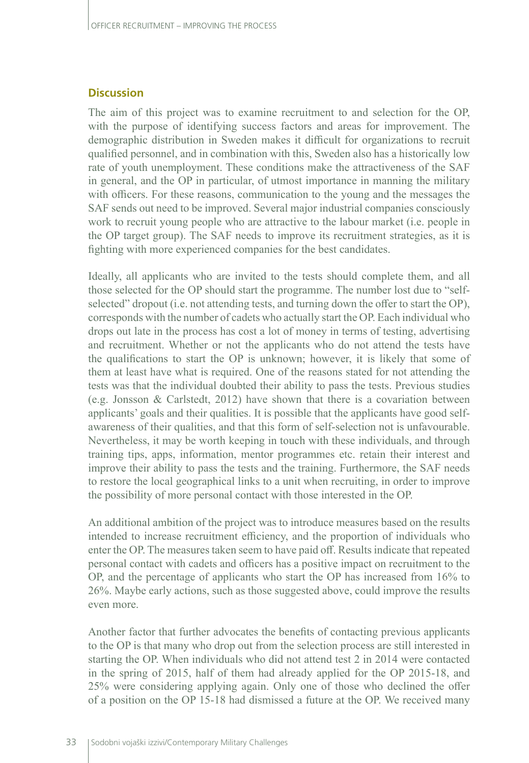## Discussion

The aim of this project was to examine recruitment to and selection for the OP, with the purpose of identifying success factors and areas for improvement. The demographic distribution in Sweden makes it difficult for organizations to recruit qualified personnel, and in combination with this, Sweden also has a historically low rate of youth unemployment. These conditions make the attractiveness of the SAF in general, and the OP in particular, of utmost importance in manning the military with officers. For these reasons, communication to the young and the messages the SAF sends out need to be improved. Several major industrial companies consciously work to recruit young people who are attractive to the labour market (i.e. people in the OP target group). The SAF needs to improve its recruitment strategies, as it is fighting with more experienced companies for the best candidates.

Ideally, all applicants who are invited to the tests should complete them, and all those selected for the OP should start the programme. The number lost due to "self-selected" dropout (i.e. not attending tests, and turning down the offer to start the OP), corresponds with the number of cadets who actually start the OP. Each individual who drops out late in the process has cost a lot of money in terms of testing, advertising and recruitment. Whether or not the applicants who do not attend the tests have the qualifications to start the OP is unknown; however, it is likely that some of them at least have what is required. One of the reasons stated for not attending the tests was that the individual doubted their ability to pass the tests. Previous studies (e.g. Jonsson & Carlstedt, 2012) have shown that there is a covariation between applicants' goals and their qualities. It is possible that the applicants have good self-awareness of their qualities, and that this form of self-selection not is unfavourable. Nevertheless, it may be worth keeping in touch with these individuals, and through training tips, apps, information, mentor programmes etc. retain their interest and improve their ability to pass the tests and the training. Furthermore, the SAF needs to restore the local geographical links to a unit when recruiting, in order to improve the possibility of more personal contact with those interested in the OP.

An additional ambition of the project was to introduce measures based on the results intended to increase recruitment efficiency, and the proportion of individuals who enter the OP. The measures taken seem to have paid off. Results indicate that repeated personal contact with cadets and officers has a positive impact on recruitment to the OP, and the percentage of applicants who start the OP has increased from 16% to 26%. Maybe early actions, such as those suggested above, could improve the results even more.

Another factor that further advocates the benefits of contacting previous applicants to the OP is that many who drop out from the selection process are still interested in starting the OP. When individuals who did not attend test 2 in 2014 were contacted in the spring of 2015, half of them had already applied for the OP 2015-18, and 25% were considering applying again. Only one of those who declined the offer of a position on the OP 15-18 had dismissed a future at the OP. We received many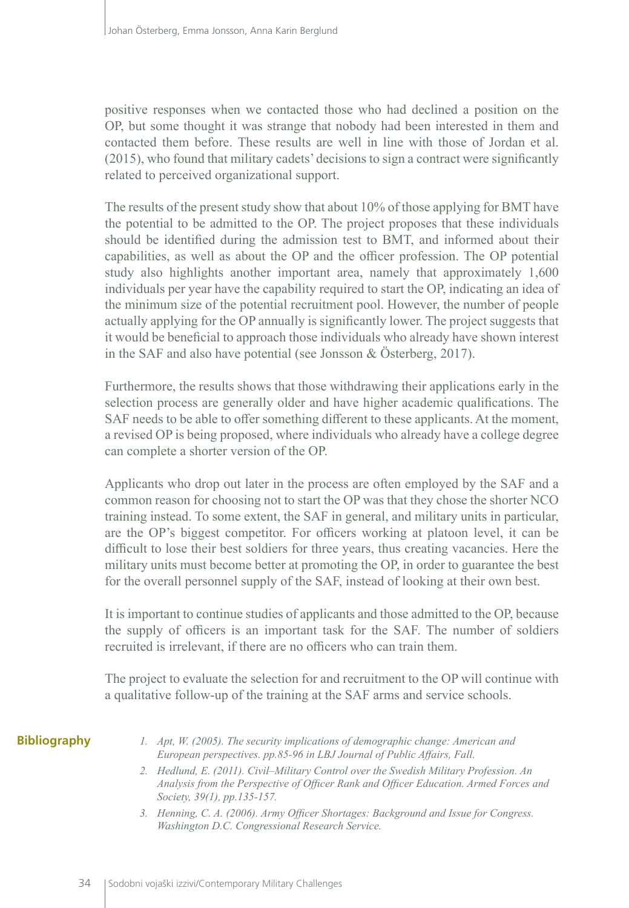positive responses when we contacted those who had declined a position on the OP, but some thought it was strange that nobody had been interested in them and contacted them before. These results are well in line with those of Jordan et al. (2015), who found that military cadets' decisions to sign a contract were significantly related to perceived organizational support.

The results of the present study show that about 10% of those applying for BMT have the potential to be admitted to the OP. The project proposes that these individuals should be identified during the admission test to BMT, and informed about their capabilities, as well as about the OP and the officer profession. The OP potential study also highlights another important area, namely that approximately 1,600 individuals per year have the capability required to start the OP, indicating an idea of the minimum size of the potential recruitment pool. However, the number of people actually applying for the OP annually is significantly lower. The project suggests that it would be beneficial to approach those individuals who already have shown interest in the SAF and also have potential (see Jonsson & Österberg, 2017).

Furthermore, the results shows that those withdrawing their applications early in the selection process are generally older and have higher academic qualifications. The SAF needs to be able to offer something different to these applicants. At the moment, a revised OP is being proposed, where individuals who already have a college degree can complete a shorter version of the OP.

Applicants who drop out later in the process are often employed by the SAF and a common reason for choosing not to start the OP was that they chose the shorter NCO training instead. To some extent, the SAF in general, and military units in particular, are the OP's biggest competitor. For officers working at platoon level, it can be difficult to lose their best soldiers for three years, thus creating vacancies. Here the military units must become better at promoting the OP, in order to guarantee the best for the overall personnel supply of the SAF, instead of looking at their own best.

It is important to continue studies of applicants and those admitted to the OP, because the supply of officers is an important task for the SAF. The number of soldiers recruited is irrelevant, if there are no officers who can train them.

The project to evaluate the selection for and recruitment to the OP will continue with a qualitative follow-up of the training at the SAF arms and service schools.

## Bibliography

1. *Apt, W. (2005). The security implications of demographic change: American and European perspectives. pp.85-96 in LBJ Journal of Public Affairs, Fall.*
2. *Hedlund, E. (2011). Civil–Military Control over the Swedish Military Profession. An Analysis from the Perspective of Officer Rank and Officer Education. Armed Forces and Society, 39(1), pp.135-157.*
3. *Henning, C. A. (2006). Army Officer Shortages: Background and Issue for Congress. Washington D.C. Congressional Research Service.*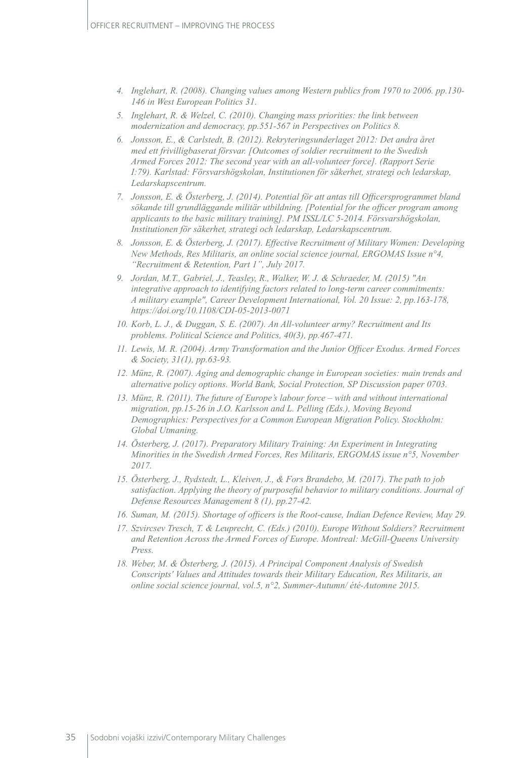4. *Inglehart, R. (2008). Changing values among Western publics from 1970 to 2006. pp.130-146 in West European Politics 31.*
5. *Inglehart, R. & Welzel, C. (2010). Changing mass priorities: the link between modernization and democracy, pp.551-567 in Perspectives on Politics 8.*
6. *Jonsson, E., & Carlstedt, B. (2012). Rekryteringsunderlaget 2012: Det andra året med ett frivilligbaserat försvar. [Outcomes of soldier recruitment to the Swedish Armed Forces 2012: The second year with an all-volunteer force]. (Rapport Serie I:79). Karlstad: Försvarshögskolan, Institutionen för säkerhet, strategi och ledarskap, Ledarskapscentrum.*
7. *Jonsson, E. & Österberg, J. (2014). Potential för att antas till Officersprogrammet bland sökande till grundläggande militär utbildning. [Potential for the officer program among applicants to the basic military training]. PM ISSL/LC 5-2014. Försvarshögskolan, Institutionen för säkerhet, strategi och ledarskap, Ledarskapscentrum.*
8. *Jonsson, E. & Österberg, J. (2017). Effective Recruitment of Military Women: Developing New Methods, Res Militaris, an online social science journal, ERGOMAS Issue n°4, "Recruitment & Retention, Part 1", July 2017.*
9. *Jordan, M.T., Gabriel, J., Teasley, R., Walker, W. J. & Schraeder, M. (2015) "An integrative approach to identifying factors related to long-term career commitments: A military example", Career Development International, Vol. 20 Issue: 2, pp.163-178, https://doi.org/10.1108/CDI-05-2013-0071*
10. *Korb, L. J., & Duggan, S. E. (2007). An All-volunteer army? Recruitment and Its problems. Political Science and Politics, 40(3), pp.467-471.*
11. *Lewis, M. R. (2004). Army Transformation and the Junior Officer Exodus. Armed Forces & Society, 31(1), pp.63-93.*
12. *Münz, R. (2007). Aging and demographic change in European societies: main trends and alternative policy options. World Bank, Social Protection, SP Discussion paper 0703.*
13. *Münz, R. (2011). The future of Europe's labour force – with and without international migration, pp.15-26 in J.O. Karlsson and L. Pelling (Eds.), Moving Beyond Demographics: Perspectives for a Common European Migration Policy. Stockholm: Global Utmaning.*
14. *Österberg, J. (2017). Preparatory Military Training: An Experiment in Integrating Minorities in the Swedish Armed Forces, Res Militaris, ERGOMAS issue n°5, November 2017.*
15. *Österberg, J., Rydstedt, L., Kleiven, J., & Fors Brandebo, M. (2017). The path to job satisfaction. Applying the theory of purposeful behavior to military conditions. Journal of Defense Resources Management 8 (1), pp.27-42.*
16. *Suman, M. (2015). Shortage of officers is the Root-cause, Indian Defence Review, May 29.*
17. *Szvircsev Tresch, T. & Leuprecht, C. (Eds.) (2010). Europe Without Soldiers? Recruitment and Retention Across the Armed Forces of Europe. Montreal: McGill-Queens University Press.*
18. *Weber, M. & Österberg, J. (2015). A Principal Component Analysis of Swedish Conscripts' Values and Attitudes towards their Military Education, Res Militaris, an online social science journal, vol.5, n°2, Summer-Autumn/ été-Automne 2015.*